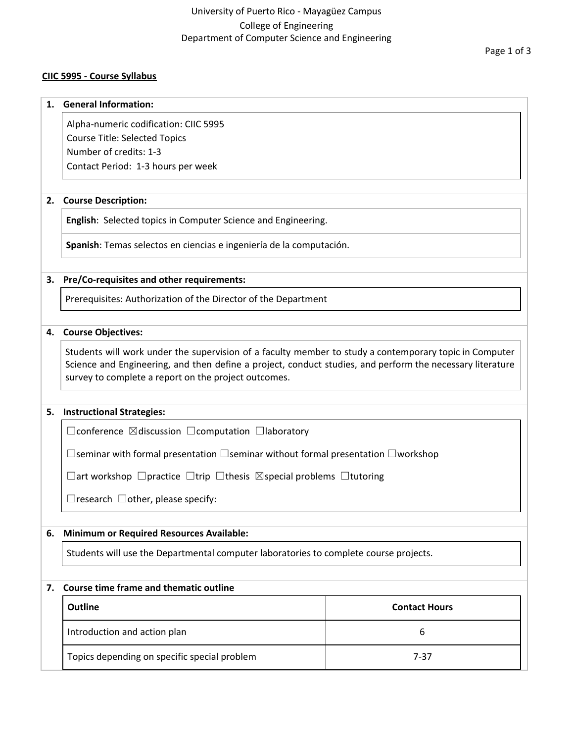University of Puerto Rico - Mayagüez Campus
College of Engineering
Department of Computer Science and Engineering

## CIIC 5995 - Course Syllabus

### 1. General Information:

Alpha-numeric codification: CIIC 5995
Course Title: Selected Topics
Number of credits: 1-3
Contact Period: 1-3 hours per week

### 2. Course Description:

**English**: Selected topics in Computer Science and Engineering.

**Spanish**: Temas selectos en ciencias e ingeniería de la computación.

### 3. Pre/Co-requisites and other requirements:

Prerequisites: Authorization of the Director of the Department

### 4. Course Objectives:

Students will work under the supervision of a faculty member to study a contemporary topic in Computer Science and Engineering, and then define a project, conduct studies, and perform the necessary literature survey to complete a report on the project outcomes.

### 5. Instructional Strategies:

☐conference ☒discussion ☐computation ☐laboratory

☐seminar with formal presentation ☐seminar without formal presentation ☐workshop

☐art workshop ☐practice ☐trip ☐thesis ☒special problems ☐tutoring

☐research ☐other, please specify:

### 6. Minimum or Required Resources Available:

Students will use the Departmental computer laboratories to complete course projects.

### 7. Course time frame and thematic outline

| Outline | Contact Hours |
|---|---|
| Introduction and action plan | 6 |
| Topics depending on specific special problem | 7-37 |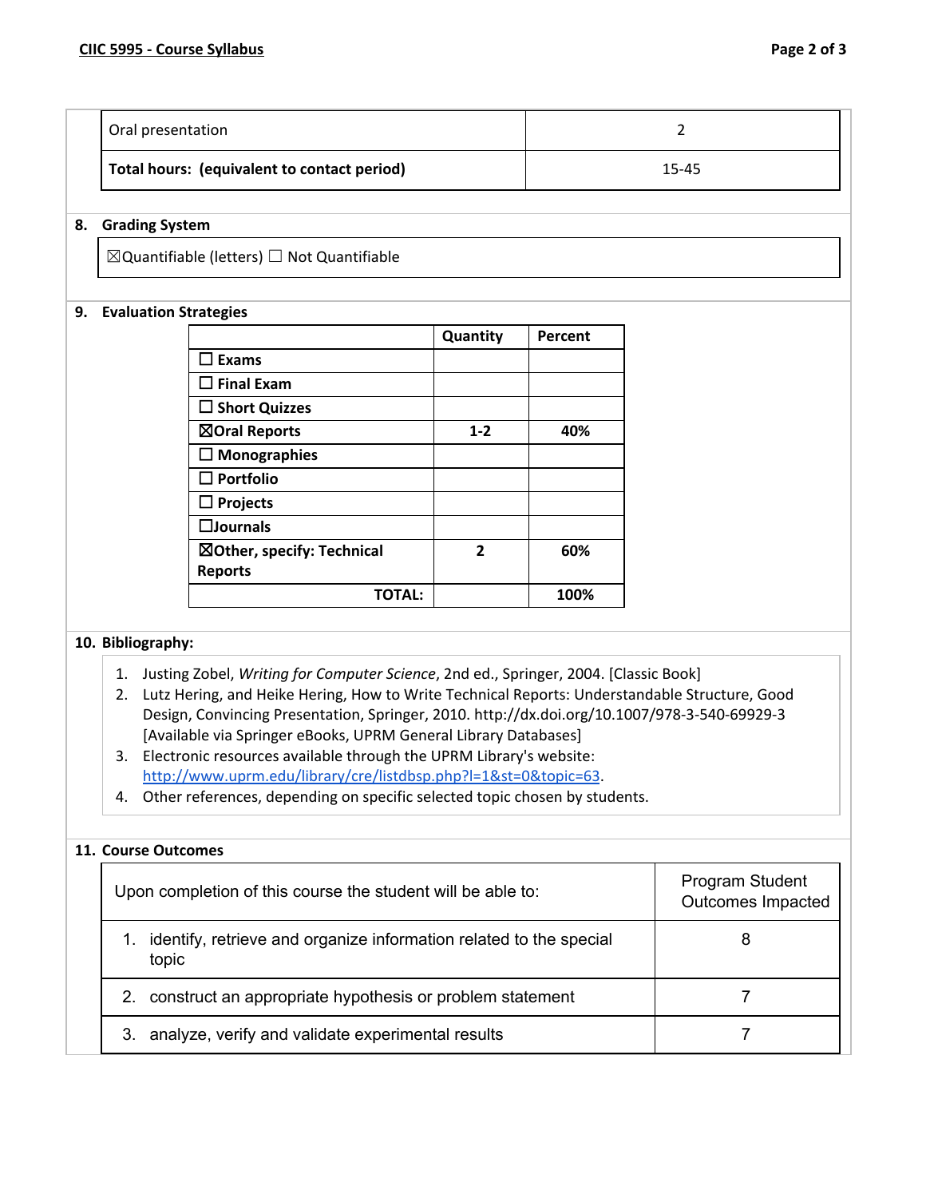| Oral presentation | 2 |
|---|---|
| **Total hours: (equivalent to contact period)** | 15-45 |

## 8. Grading System

☒Quantifiable (letters) ☐ Not Quantifiable

## 9. Evaluation Strategies

| | Quantity | Percent |
|---|---|---|
| ☐ **Exams** | | |
| ☐ **Final Exam** | | |
| ☐ **Short Quizzes** | | |
| ☒**Oral Reports** | **1-2** | **40%** |
| ☐ **Monographies** | | |
| ☐ **Portfolio** | | |
| ☐ **Projects** | | |
| ☐**Journals** | | |
| ☒**Other, specify: Technical Reports** | **2** | **60%** |
| **TOTAL:** | | **100%** |

## 10. Bibliography:

1. Justing Zobel, *Writing for Computer Science*, 2nd ed., Springer, 2004. [Classic Book]
2. Lutz Hering, and Heike Hering, How to Write Technical Reports: Understandable Structure, Good Design, Convincing Presentation, Springer, 2010. http://dx.doi.org/10.1007/978-3-540-69929-3 [Available via Springer eBooks, UPRM General Library Databases]
3. Electronic resources available through the UPRM Library's website: http://www.uprm.edu/library/cre/listdbsp.php?l=1&st=0&topic=63.
4. Other references, depending on specific selected topic chosen by students.

## 11. Course Outcomes

| Upon completion of this course the student will be able to: | Program Student Outcomes Impacted |
|---|---|
| 1. identify, retrieve and organize information related to the special topic | 8 |
| 2. construct an appropriate hypothesis or problem statement | 7 |
| 3. analyze, verify and validate experimental results | 7 |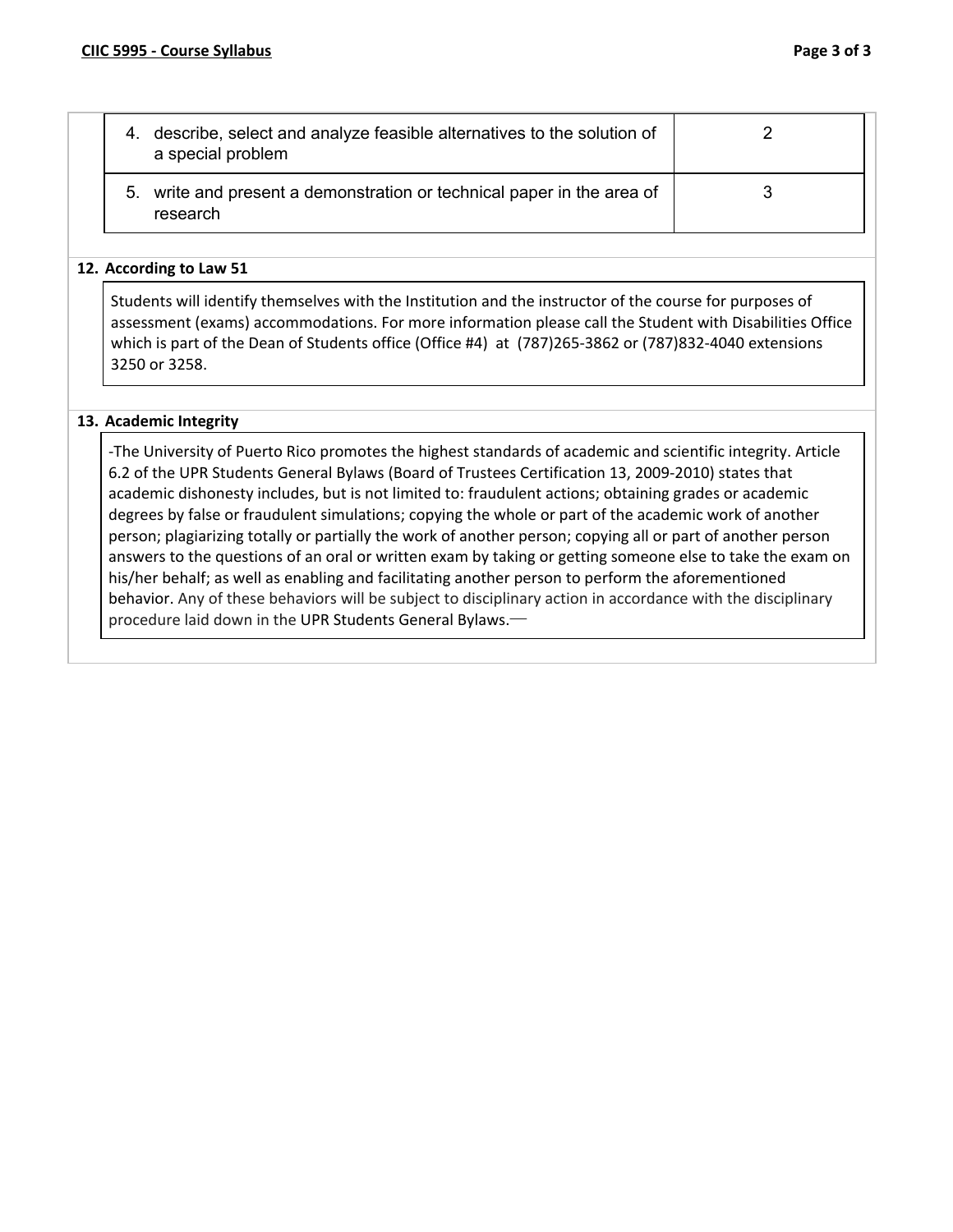| | |
|---|---|
| 4. describe, select and analyze feasible alternatives to the solution of a special problem | 2 |
| 5. write and present a demonstration or technical paper in the area of research | 3 |

**12. According to Law 51**

Students will identify themselves with the Institution and the instructor of the course for purposes of assessment (exams) accommodations. For more information please call the Student with Disabilities Office which is part of the Dean of Students office (Office #4) at (787)265-3862 or (787)832-4040 extensions 3250 or 3258.

**13. Academic Integrity**

-The University of Puerto Rico promotes the highest standards of academic and scientific integrity. Article 6.2 of the UPR Students General Bylaws (Board of Trustees Certification 13, 2009-2010) states that academic dishonesty includes, but is not limited to: fraudulent actions; obtaining grades or academic degrees by false or fraudulent simulations; copying the whole or part of the academic work of another person; plagiarizing totally or partially the work of another person; copying all or part of another person answers to the questions of an oral or written exam by taking or getting someone else to take the exam on his/her behalf; as well as enabling and facilitating another person to perform the aforementioned behavior. Any of these behaviors will be subject to disciplinary action in accordance with the disciplinary procedure laid down in the UPR Students General Bylaws.—